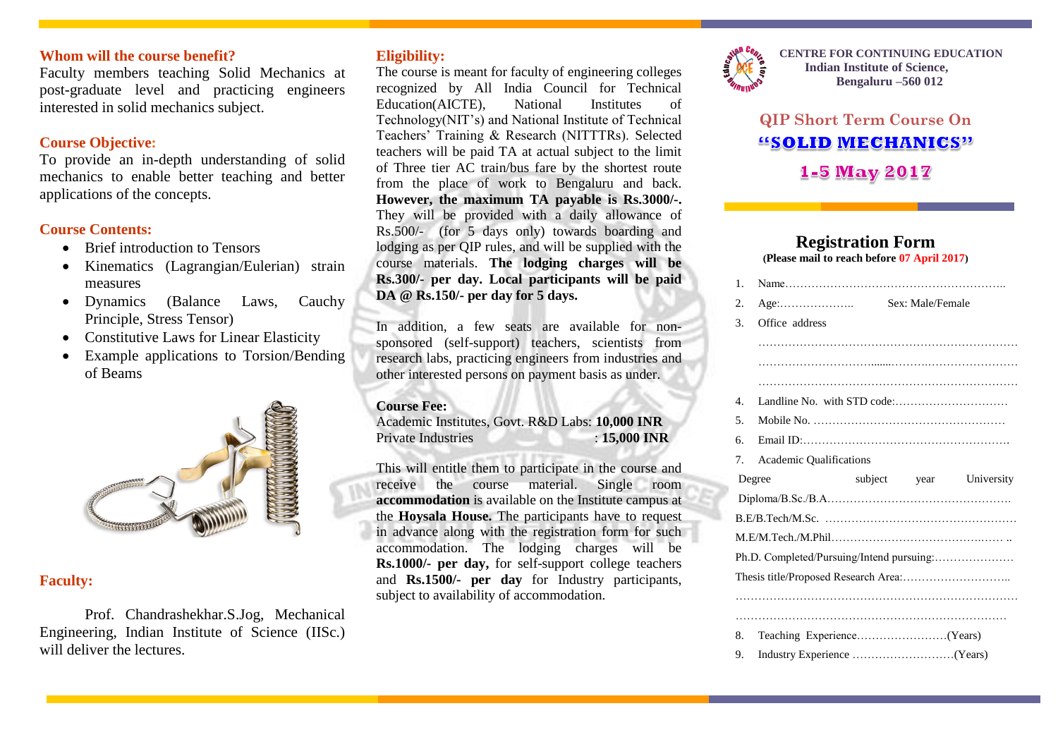## Whom will the course benefit?

Faculty members teaching Solid Mechanics at post-graduate level and practicing engineers interested in solid mechanics subject.

## Course Objective:

To provide an in-depth understanding of solid mechanics to enable better teaching and better applications of the concepts.

## Course Contents:

- Brief introduction to Tensors
- Kinematics (Lagrangian/Eulerian) strain measures
- Dynamics (Balance Laws, Cauchy Principle, Stress Tensor)
- Constitutive Laws for Linear Elasticity
- Example applications to Torsion/Bending of Beams

## Faculty:

Prof. Chandrashekhar.S.Jog, Mechanical Engineering, Indian Institute of Science (IISc.) will deliver the lectures.

## Eligibility:

The course is meant for faculty of engineering colleges recognized by All India Council for Technical Education(AICTE), National Institutes of Technology(NIT's) and National Institute of Technical Teachers' Training & Research (NITTTRs). Selected teachers will be paid TA at actual subject to the limit of Three tier AC train/bus fare by the shortest route from the place of work to Bengaluru and back. **However, the maximum TA payable is Rs.3000/-.** They will be provided with a daily allowance of Rs.500/- (for 5 days only) towards boarding and lodging as per QIP rules, and will be supplied with the course materials. **The lodging charges will be Rs.300/- per day. Local participants will be paid DA @ Rs.150/- per day for 5 days.**

In addition, a few seats are available for non-sponsored (self-support) teachers, scientists from research labs, practicing engineers from industries and other interested persons on payment basis as under.

**Course Fee:**

Academic Institutes, Govt. R&D Labs: **10,000 INR**
Private Industries : **15,000 INR**

This will entitle them to participate in the course and receive the course material. Single room **accommodation** is available on the Institute campus at the **Hoysala House.** The participants have to request in advance along with the registration form for such accommodation. The lodging charges will be **Rs.1000/- per day,** for self-support college teachers and **Rs.1500/- per day** for Industry participants, subject to availability of accommodation.

**CENTRE FOR CONTINUING EDUCATION**
**Indian Institute of Science,**
**Bengaluru –560 012**

## QIP Short Term Course On "SOLID MECHANICS"

## 1-5 May 2017

## Registration Form

**(Please mail to reach before 07 April 2017)**

1. Name…………………………………………………..
2. Age:……………….. Sex: Male/Female
3. Office address
   ……………………………………………………………
   ……………………………………………………………
   ……………………………………………………………
4. Landline No. with STD code:…………………………
5. Mobile No. ……………………………………………
6. Email ID:………………………………………………
7. Academic Qualifications

| Degree | subject | year | University |
|---|---|---|---|

Diploma/B.Sc./B.A…………………………………………
B.E/B.Tech/M.Sc. ……………………………………………
M.E/M.Tech./M.Phil………………………………………
Ph.D. Completed/Pursuing/Intend pursuing:…………………
Thesis title/Proposed Research Area:………………………..
……………………………………………………………………
……………………………………………………………………

8. Teaching Experience……………………(Years)
9. Industry Experience ………………………(Years)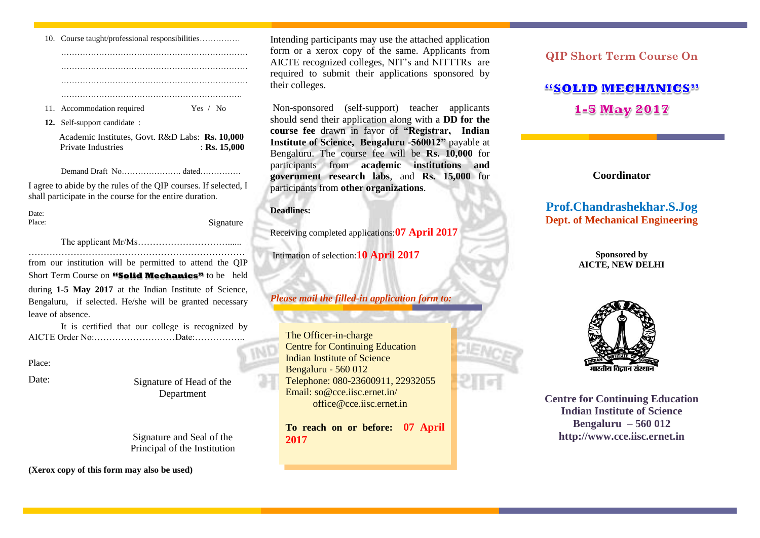10. Course taught/professional responsibilities……………

………………………………………………………………

………………………………………………………………

………………………………………………………………

……………………………………………………………

11. Accommodation required Yes / No

**12.** Self-support candidate :

Academic Institutes, Govt. R&D Labs: **Rs. 10,000**

Private Industries : **Rs. 15,000**

Demand Draft No…………………. dated……………

I agree to abide by the rules of the QIP courses. If selected, I shall participate in the course for the entire duration.

Date:

Place: Signature

The applicant Mr/Ms…………………………......

………………………………………………………………… from our institution will be permitted to attend the QIP Short Term Course on **"Solid Mechanics"** to be held during **1-5 May 2017** at the Indian Institute of Science, Bengaluru, if selected. He/she will be granted necessary leave of absence.

It is certified that our college is recognized by AICTE Order No:………………………Date:……………..

Place:

Date:

Signature of Head of the Department

Signature and Seal of the Principal of the Institution

**(Xerox copy of this form may also be used)**

Intending participants may use the attached application form or a xerox copy of the same. Applicants from AICTE recognized colleges, NIT's and NITTTRs are required to submit their applications sponsored by their colleges.

Non-sponsored (self-support) teacher applicants should send their application along with a **DD for the course fee** drawn in favor of **"Registrar, Indian Institute of Science, Bengaluru -560012"** payable at Bengaluru. The course fee will be **Rs. 10,000** for participants from **academic institutions and government research labs**, and **Rs. 15,000** for participants from **other organizations**.

**Deadlines:**

Receiving completed applications:**07 April 2017**

Intimation of selection:**10 April 2017**

***Please mail the filled-in application form to:***

The Officer-in-charge
Centre for Continuing Education
Indian Institute of Science
Bengaluru - 560 012
Telephone: 080-23600911, 22932055
Email: so@cce.iisc.ernet.in/
office@cce.iisc.ernet.in

**To reach on or before: 07 April 2017**

## QIP Short Term Course On

# "SOLID MECHANICS"

## 1-5 May 2017

**Coordinator**

**Prof.Chandrashekhar.S.Jog**
**Dept. of Mechanical Engineering**

**Sponsored by**
**AICTE, NEW DELHI**

INDIAN INSTITUTE OF SCIENCE
भारतीय विज्ञान संस्थान

**Centre for Continuing Education**
**Indian Institute of Science**
**Bengaluru – 560 012**
**http://www.cce.iisc.ernet.in**